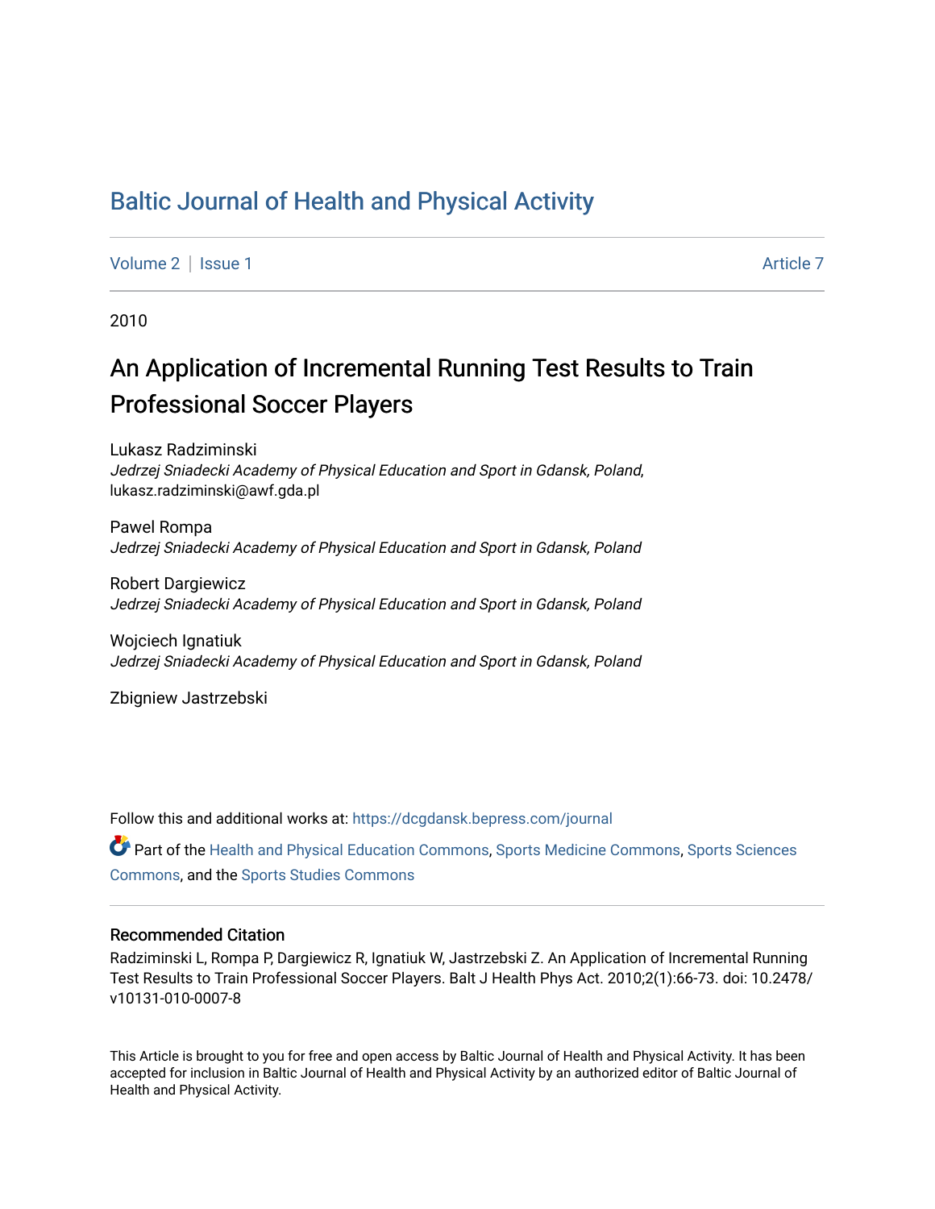# Baltic Journal of Health and Physical Activity

Volume 2 | Issue 1 Article 7

2010

## An Application of Incremental Running Test Results to Train Professional Soccer Players

Lukasz Radziminski
*Jedrzej Sniadecki Academy of Physical Education and Sport in Gdansk, Poland*, lukasz.radziminski@awf.gda.pl

Pawel Rompa
*Jedrzej Sniadecki Academy of Physical Education and Sport in Gdansk, Poland*

Robert Dargiewicz
*Jedrzej Sniadecki Academy of Physical Education and Sport in Gdansk, Poland*

Wojciech Ignatiuk
*Jedrzej Sniadecki Academy of Physical Education and Sport in Gdansk, Poland*

Zbigniew Jastrzebski

Follow this and additional works at: https://dcgdansk.bepress.com/journal

Part of the Health and Physical Education Commons, Sports Medicine Commons, Sports Sciences Commons, and the Sports Studies Commons

### Recommended Citation

Radziminski L, Rompa P, Dargiewicz R, Ignatiuk W, Jastrzebski Z. An Application of Incremental Running Test Results to Train Professional Soccer Players. Balt J Health Phys Act. 2010;2(1):66-73. doi: 10.2478/v10131-010-0007-8

This Article is brought to you for free and open access by Baltic Journal of Health and Physical Activity. It has been accepted for inclusion in Baltic Journal of Health and Physical Activity by an authorized editor of Baltic Journal of Health and Physical Activity.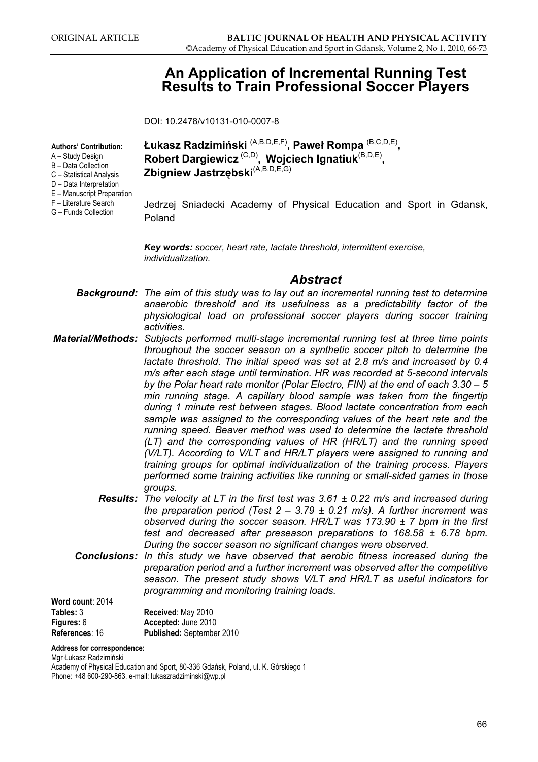ORIGINAL ARTICLE

# An Application of Incremental Running Test Results to Train Professional Soccer Players

DOI: 10.2478/v10131-010-0007-8

**Authors' Contribution:**
A – Study Design
B – Data Collection
C – Statistical Analysis
D – Data Interpretation
E – Manuscript Preparation
F – Literature Search
G – Funds Collection

**Łukasz Radzimiński** (A,B,D,E,F)**, Paweł Rompa** (B,C,D,E)**, Robert Dargiewicz** (C,D)**, Wojciech Ignatiuk**(B,D,E)**, Zbigniew Jastrzębski**(A,B,D,E,G)

Jedrzej Sniadecki Academy of Physical Education and Sport in Gdansk, Poland

***Key words:*** *soccer, heart rate, lactate threshold, intermittent exercise, individualization.*

## *Abstract*

***Background:*** *The aim of this study was to lay out an incremental running test to determine anaerobic threshold and its usefulness as a predictability factor of the physiological load on professional soccer players during soccer training activities.*

***Material/Methods:*** *Subjects performed multi-stage incremental running test at three time points throughout the soccer season on a synthetic soccer pitch to determine the lactate threshold. The initial speed was set at 2.8 m/s and increased by 0.4 m/s after each stage until termination. HR was recorded at 5-second intervals by the Polar heart rate monitor (Polar Electro, FIN) at the end of each 3.30 – 5 min running stage. A capillary blood sample was taken from the fingertip during 1 minute rest between stages. Blood lactate concentration from each sample was assigned to the corresponding values of the heart rate and the running speed. Beaver method was used to determine the lactate threshold (LT) and the corresponding values of HR (HR/LT) and the running speed (V/LT). According to V/LT and HR/LT players were assigned to running and training groups for optimal individualization of the training process. Players performed some training activities like running or small-sided games in those groups.*

***Results:*** *The velocity at LT in the first test was 3.61 ± 0.22 m/s and increased during the preparation period (Test 2 – 3.79 ± 0.21 m/s). A further increment was observed during the soccer season. HR/LT was 173.90 ± 7 bpm in the first test and decreased after preseason preparations to 168.58 ± 6.78 bpm. During the soccer season no significant changes were observed.*

***Conclusions:*** *In this study we have observed that aerobic fitness increased during the preparation period and a further increment was observed after the competitive season. The present study shows V/LT and HR/LT as useful indicators for programming and monitoring training loads.*

**Word count**: 2014
**Tables:** 3
**Figures:** 6
**References**: 16

**Received**: May 2010
**Accepted:** June 2010
**Published:** September 2010

**Address for correspondence:**
Mgr Łukasz Radzimiński
Academy of Physical Education and Sport, 80-336 Gdańsk, Poland, ul. K. Górskiego 1
Phone: +48 600-290-863, e-mail: lukaszradziminski@wp.pl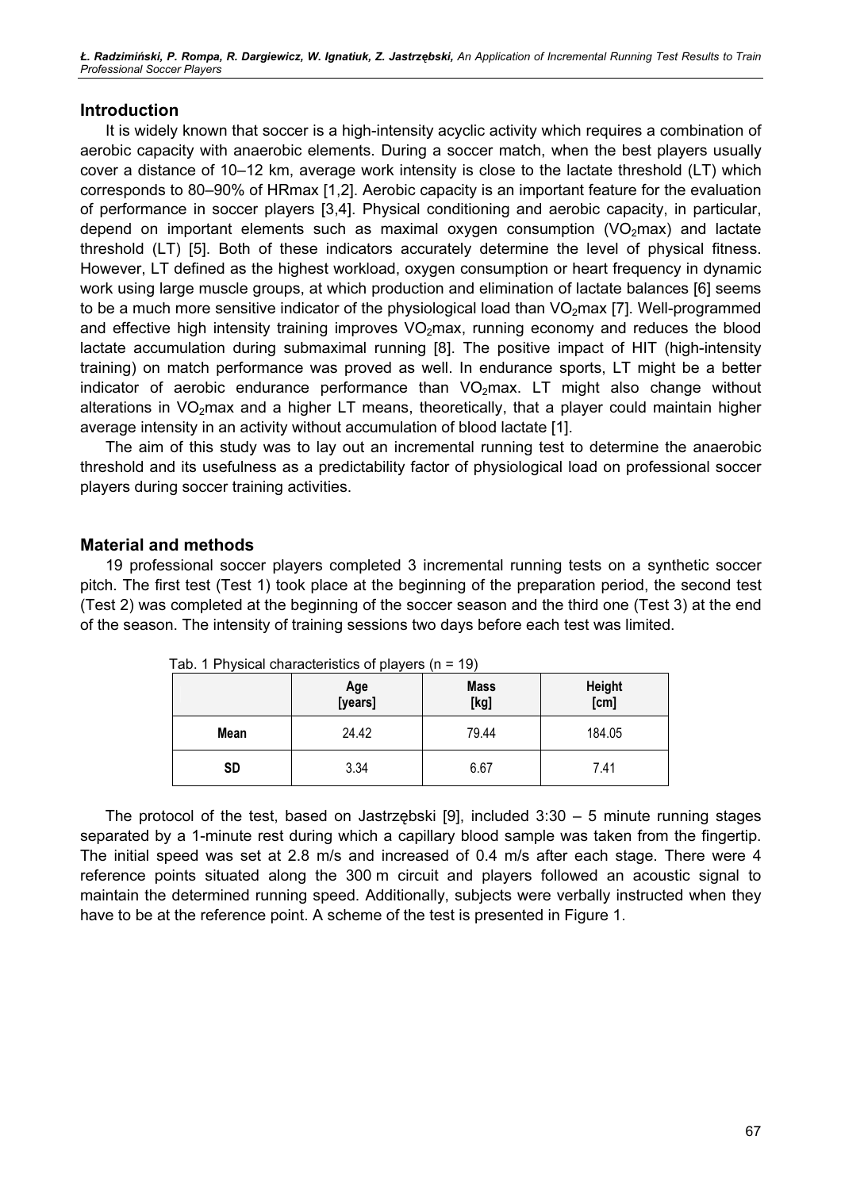## Introduction

It is widely known that soccer is a high-intensity acyclic activity which requires a combination of aerobic capacity with anaerobic elements. During a soccer match, when the best players usually cover a distance of 10–12 km, average work intensity is close to the lactate threshold (LT) which corresponds to 80–90% of HRmax [1,2]. Aerobic capacity is an important feature for the evaluation of performance in soccer players [3,4]. Physical conditioning and aerobic capacity, in particular, depend on important elements such as maximal oxygen consumption ($VO_2$max) and lactate threshold (LT) [5]. Both of these indicators accurately determine the level of physical fitness. However, LT defined as the highest workload, oxygen consumption or heart frequency in dynamic work using large muscle groups, at which production and elimination of lactate balances [6] seems to be a much more sensitive indicator of the physiological load than $VO_2$max [7]. Well-programmed and effective high intensity training improves $VO_2$max, running economy and reduces the blood lactate accumulation during submaximal running [8]. The positive impact of HIT (high-intensity training) on match performance was proved as well. In endurance sports, LT might be a better indicator of aerobic endurance performance than $VO_2$max. LT might also change without alterations in $VO_2$max and a higher LT means, theoretically, that a player could maintain higher average intensity in an activity without accumulation of blood lactate [1].

The aim of this study was to lay out an incremental running test to determine the anaerobic threshold and its usefulness as a predictability factor of physiological load on professional soccer players during soccer training activities.

## Material and methods

19 professional soccer players completed 3 incremental running tests on a synthetic soccer pitch. The first test (Test 1) took place at the beginning of the preparation period, the second test (Test 2) was completed at the beginning of the soccer season and the third one (Test 3) at the end of the season. The intensity of training sessions two days before each test was limited.

Tab. 1 Physical characteristics of players (n = 19)

| | Age [years] | Mass [kg] | Height [cm] |
|---|---|---|---|
| **Mean** | 24.42 | 79.44 | 184.05 |
| **SD** | 3.34 | 6.67 | 7.41 |

The protocol of the test, based on Jastrzębski [9], included 3:30 – 5 minute running stages separated by a 1-minute rest during which a capillary blood sample was taken from the fingertip. The initial speed was set at 2.8 m/s and increased of 0.4 m/s after each stage. There were 4 reference points situated along the 300 m circuit and players followed an acoustic signal to maintain the determined running speed. Additionally, subjects were verbally instructed when they have to be at the reference point. A scheme of the test is presented in Figure 1.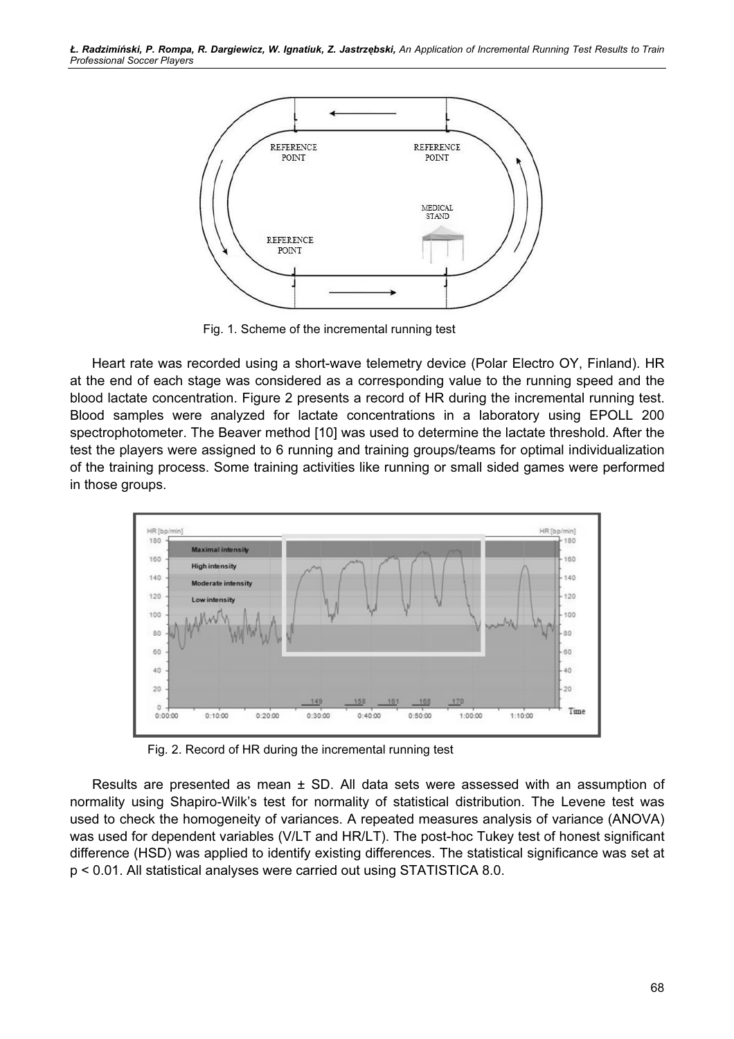Fig. 1. Scheme of the incremental running test

Heart rate was recorded using a short-wave telemetry device (Polar Electro OY, Finland). HR at the end of each stage was considered as a corresponding value to the running speed and the blood lactate concentration. Figure 2 presents a record of HR during the incremental running test. Blood samples were analyzed for lactate concentrations in a laboratory using EPOLL 200 spectrophotometer. The Beaver method [10] was used to determine the lactate threshold. After the test the players were assigned to 6 running and training groups/teams for optimal individualization of the training process. Some training activities like running or small sided games were performed in those groups.

Fig. 2. Record of HR during the incremental running test

Results are presented as mean ± SD. All data sets were assessed with an assumption of normality using Shapiro-Wilk's test for normality of statistical distribution. The Levene test was used to check the homogeneity of variances. A repeated measures analysis of variance (ANOVA) was used for dependent variables (V/LT and HR/LT). The post-hoc Tukey test of honest significant difference (HSD) was applied to identify existing differences. The statistical significance was set at $p < 0.01$. All statistical analyses were carried out using STATISTICA 8.0.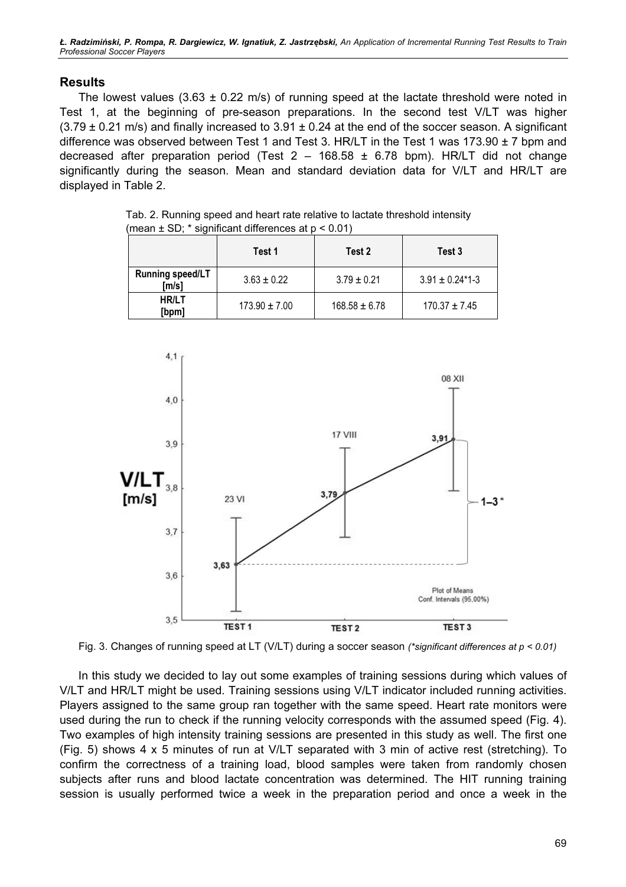## Results

The lowest values (3.63 ± 0.22 m/s) of running speed at the lactate threshold were noted in Test 1, at the beginning of pre-season preparations. In the second test V/LT was higher (3.79 ± 0.21 m/s) and finally increased to 3.91 ± 0.24 at the end of the soccer season. A significant difference was observed between Test 1 and Test 3. HR/LT in the Test 1 was 173.90 ± 7 bpm and decreased after preparation period (Test 2 – 168.58 ± 6.78 bpm). HR/LT did not change significantly during the season. Mean and standard deviation data for V/LT and HR/LT are displayed in Table 2.

Tab. 2. Running speed and heart rate relative to lactate threshold intensity (mean ± SD; * significant differences at $p < 0.01$)

| | Test 1 | Test 2 | Test 3 |
|---|---|---|---|
| **Running speed/LT [m/s]** | 3.63 ± 0.22 | 3.79 ± 0.21 | 3.91 ± 0.24*1-3 |
| **HR/LT [bpm]** | 173.90 ± 7.00 | 168.58 ± 6.78 | 170.37 ± 7.45 |

Fig. 3. Changes of running speed at LT (V/LT) during a soccer season *(\*significant differences at p < 0.01)*

In this study we decided to lay out some examples of training sessions during which values of V/LT and HR/LT might be used. Training sessions using V/LT indicator included running activities. Players assigned to the same group ran together with the same speed. Heart rate monitors were used during the run to check if the running velocity corresponds with the assumed speed (Fig. 4). Two examples of high intensity training sessions are presented in this study as well. The first one (Fig. 5) shows 4 x 5 minutes of run at V/LT separated with 3 min of active rest (stretching). To confirm the correctness of a training load, blood samples were taken from randomly chosen subjects after runs and blood lactate concentration was determined. The HIT running training session is usually performed twice a week in the preparation period and once a week in the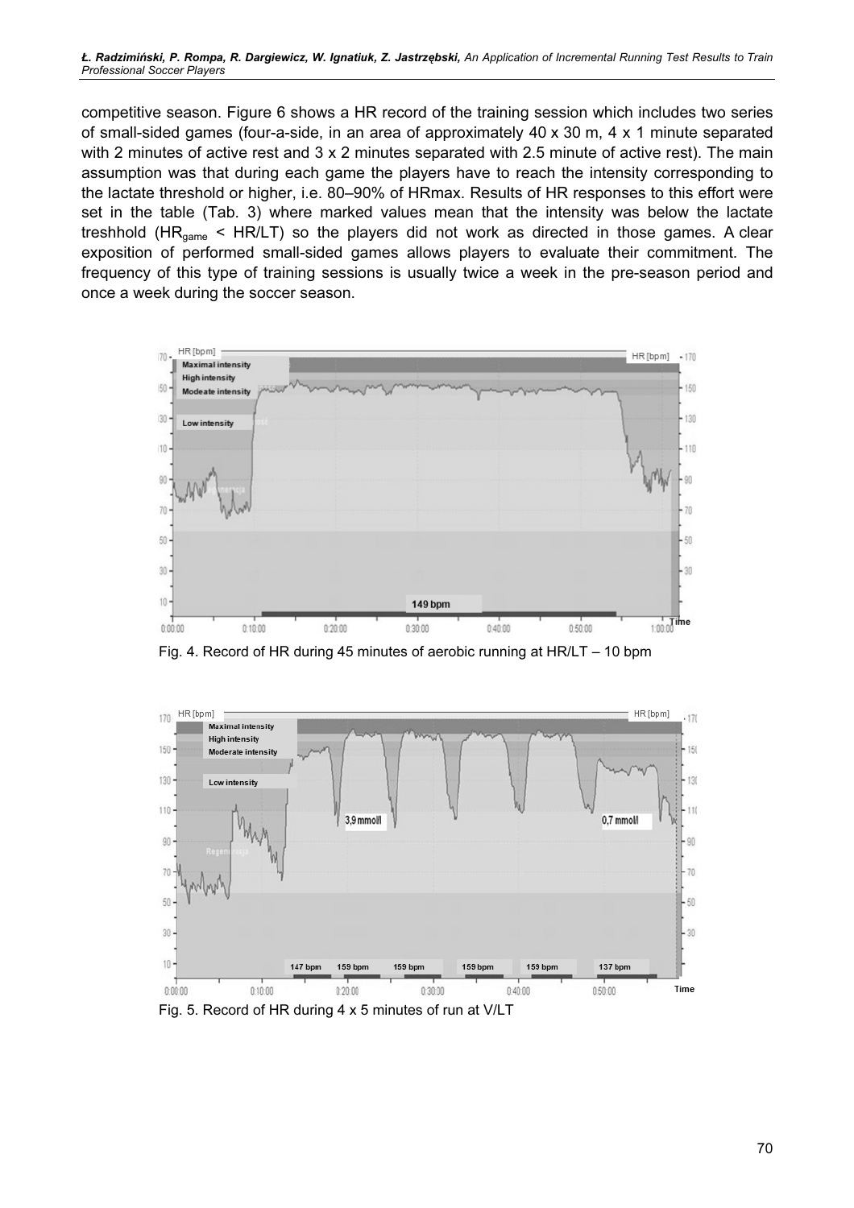competitive season. Figure 6 shows a HR record of the training session which includes two series of small-sided games (four-a-side, in an area of approximately 40 x 30 m, 4 x 1 minute separated with 2 minutes of active rest and 3 x 2 minutes separated with 2.5 minute of active rest). The main assumption was that during each game the players have to reach the intensity corresponding to the lactate threshold or higher, i.e. 80–90% of HRmax. Results of HR responses to this effort were set in the table (Tab. 3) where marked values mean that the intensity was below the lactate treshhold ($HR_{game}$ < HR/LT) so the players did not work as directed in those games. A clear exposition of performed small-sided games allows players to evaluate their commitment. The frequency of this type of training sessions is usually twice a week in the pre-season period and once a week during the soccer season.

Fig. 4. Record of HR during 45 minutes of aerobic running at HR/LT – 10 bpm

Fig. 5. Record of HR during 4 x 5 minutes of run at V/LT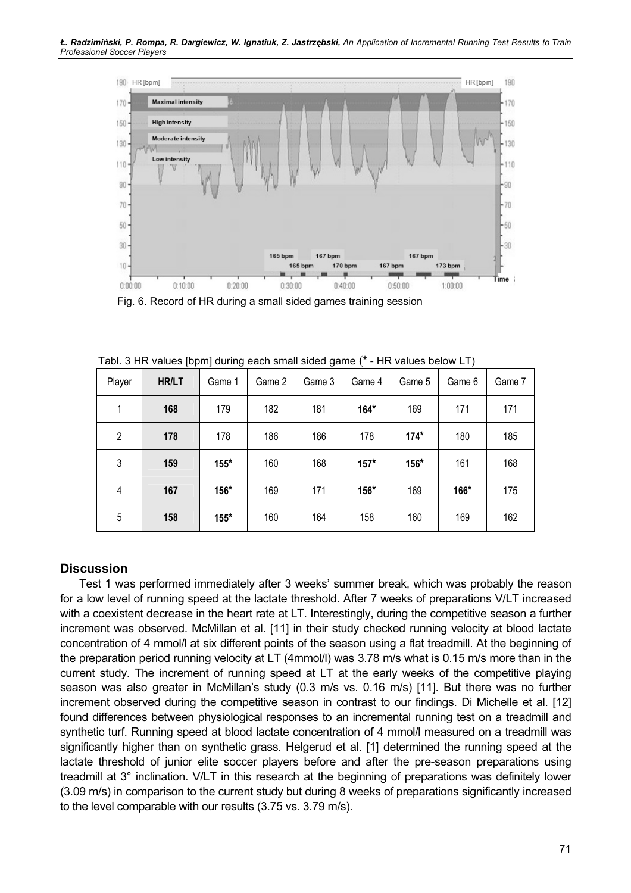Fig. 6. Record of HR during a small sided games training session

Tabl. 3 HR values [bpm] during each small sided game (* - HR values below LT)

| Player | HR/LT | Game 1 | Game 2 | Game 3 | Game 4 | Game 5 | Game 6 | Game 7 |
|---|---|---|---|---|---|---|---|---|
| 1 | **168** | 179 | 182 | 181 | **164*** | 169 | 171 | 171 |
| 2 | **178** | 178 | 186 | 186 | 178 | **174*** | 180 | 185 |
| 3 | **159** | **155*** | 160 | 168 | **157*** | **156*** | 161 | 168 |
| 4 | **167** | **156*** | 169 | 171 | **156*** | 169 | **166*** | 175 |
| 5 | **158** | **155*** | 160 | 164 | 158 | 160 | 169 | 162 |

## Discussion

Test 1 was performed immediately after 3 weeks' summer break, which was probably the reason for a low level of running speed at the lactate threshold. After 7 weeks of preparations V/LT increased with a coexistent decrease in the heart rate at LT. Interestingly, during the competitive season a further increment was observed. McMillan et al. [11] in their study checked running velocity at blood lactate concentration of 4 mmol/l at six different points of the season using a flat treadmill. At the beginning of the preparation period running velocity at LT (4mmol/l) was 3.78 m/s what is 0.15 m/s more than in the current study. The increment of running speed at LT at the early weeks of the competitive playing season was also greater in McMillan's study (0.3 m/s vs. 0.16 m/s) [11]. But there was no further increment observed during the competitive season in contrast to our findings. Di Michelle et al. [12] found differences between physiological responses to an incremental running test on a treadmill and synthetic turf. Running speed at blood lactate concentration of 4 mmol/l measured on a treadmill was significantly higher than on synthetic grass. Helgerud et al. [1] determined the running speed at the lactate threshold of junior elite soccer players before and after the pre-season preparations using treadmill at 3° inclination. V/LT in this research at the beginning of preparations was definitely lower (3.09 m/s) in comparison to the current study but during 8 weeks of preparations significantly increased to the level comparable with our results (3.75 vs. 3.79 m/s).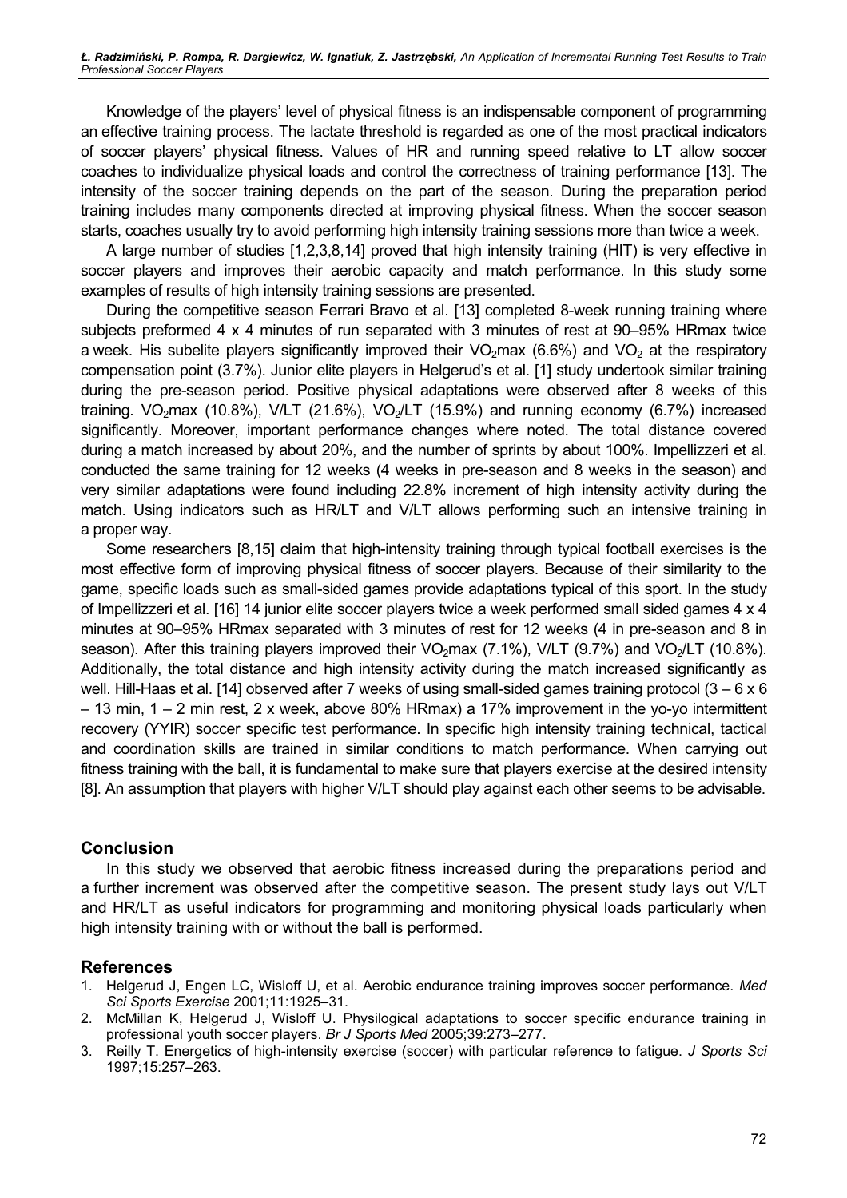Knowledge of the players' level of physical fitness is an indispensable component of programming an effective training process. The lactate threshold is regarded as one of the most practical indicators of soccer players' physical fitness. Values of HR and running speed relative to LT allow soccer coaches to individualize physical loads and control the correctness of training performance [13]. The intensity of the soccer training depends on the part of the season. During the preparation period training includes many components directed at improving physical fitness. When the soccer season starts, coaches usually try to avoid performing high intensity training sessions more than twice a week.

A large number of studies [1,2,3,8,14] proved that high intensity training (HIT) is very effective in soccer players and improves their aerobic capacity and match performance. In this study some examples of results of high intensity training sessions are presented.

During the competitive season Ferrari Bravo et al. [13] completed 8-week running training where subjects preformed 4 x 4 minutes of run separated with 3 minutes of rest at 90–95% HRmax twice a week. His subelite players significantly improved their $VO_2$max (6.6%) and $VO_2$ at the respiratory compensation point (3.7%). Junior elite players in Helgerud's et al. [1] study undertook similar training during the pre-season period. Positive physical adaptations were observed after 8 weeks of this training. $VO_2$max (10.8%), V/LT (21.6%), $VO_2$/LT (15.9%) and running economy (6.7%) increased significantly. Moreover, important performance changes where noted. The total distance covered during a match increased by about 20%, and the number of sprints by about 100%. Impellizzeri et al. conducted the same training for 12 weeks (4 weeks in pre-season and 8 weeks in the season) and very similar adaptations were found including 22.8% increment of high intensity activity during the match. Using indicators such as HR/LT and V/LT allows performing such an intensive training in a proper way.

Some researchers [8,15] claim that high-intensity training through typical football exercises is the most effective form of improving physical fitness of soccer players. Because of their similarity to the game, specific loads such as small-sided games provide adaptations typical of this sport. In the study of Impellizzeri et al. [16] 14 junior elite soccer players twice a week performed small sided games 4 x 4 minutes at 90–95% HRmax separated with 3 minutes of rest for 12 weeks (4 in pre-season and 8 in season). After this training players improved their $VO_2$max (7.1%), V/LT (9.7%) and $VO_2$/LT (10.8%). Additionally, the total distance and high intensity activity during the match increased significantly as well. Hill-Haas et al. [14] observed after 7 weeks of using small-sided games training protocol (3 – 6 x 6 – 13 min, 1 – 2 min rest, 2 x week, above 80% HRmax) a 17% improvement in the yo-yo intermittent recovery (YYIR) soccer specific test performance. In specific high intensity training technical, tactical and coordination skills are trained in similar conditions to match performance. When carrying out fitness training with the ball, it is fundamental to make sure that players exercise at the desired intensity [8]. An assumption that players with higher V/LT should play against each other seems to be advisable.

## Conclusion

In this study we observed that aerobic fitness increased during the preparations period and a further increment was observed after the competitive season. The present study lays out V/LT and HR/LT as useful indicators for programming and monitoring physical loads particularly when high intensity training with or without the ball is performed.

## References

1. Helgerud J, Engen LC, Wisloff U, et al. Aerobic endurance training improves soccer performance. *Med Sci Sports Exercise* 2001;11:1925–31.
2. McMillan K, Helgerud J, Wisloff U. Physilogical adaptations to soccer specific endurance training in professional youth soccer players. *Br J Sports Med* 2005;39:273–277.
3. Reilly T. Energetics of high-intensity exercise (soccer) with particular reference to fatigue. *J Sports Sci* 1997;15:257–263.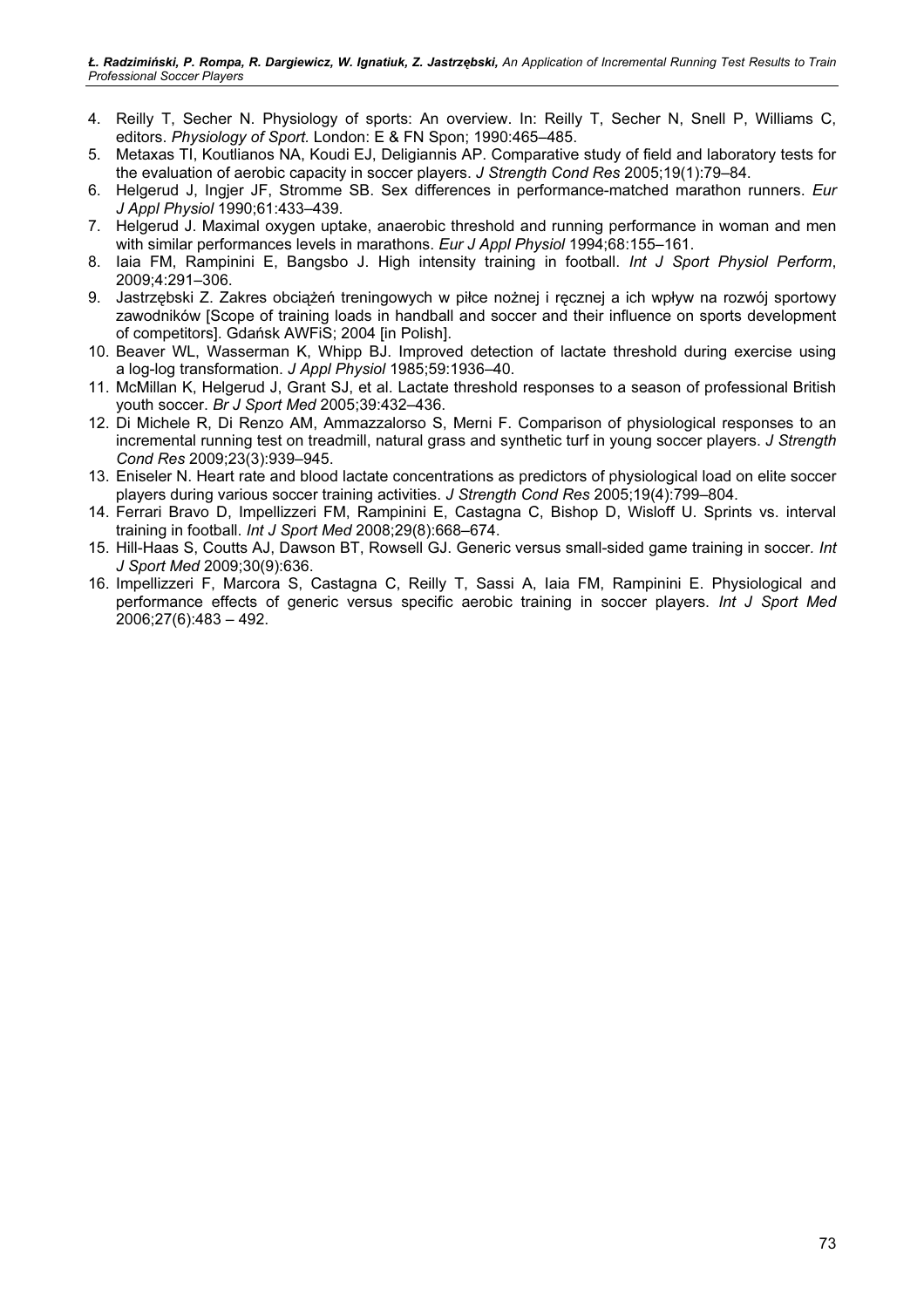4. Reilly T, Secher N. Physiology of sports: An overview. In: Reilly T, Secher N, Snell P, Williams C, editors. *Physiology of Sport.* London: E & FN Spon; 1990:465–485.
5. Metaxas TI, Koutlianos NA, Koudi EJ, Deligiannis AP. Comparative study of field and laboratory tests for the evaluation of aerobic capacity in soccer players. *J Strength Cond Res* 2005;19(1):79–84.
6. Helgerud J, Ingjer JF, Stromme SB. Sex differences in performance-matched marathon runners. *Eur J Appl Physiol* 1990;61:433–439.
7. Helgerud J. Maximal oxygen uptake, anaerobic threshold and running performance in woman and men with similar performances levels in marathons. *Eur J Appl Physiol* 1994;68:155–161.
8. Iaia FM, Rampinini E, Bangsbo J. High intensity training in football. *Int J Sport Physiol Perform*, 2009;4:291–306.
9. Jastrzębski Z. Zakres obciążeń treningowych w piłce nożnej i ręcznej a ich wpływ na rozwój sportowy zawodników [Scope of training loads in handball and soccer and their influence on sports development of competitors]. Gdańsk AWFiS; 2004 [in Polish].
10. Beaver WL, Wasserman K, Whipp BJ. Improved detection of lactate threshold during exercise using a log-log transformation. *J Appl Physiol* 1985;59:1936–40.
11. McMillan K, Helgerud J, Grant SJ, et al. Lactate threshold responses to a season of professional British youth soccer. *Br J Sport Med* 2005;39:432–436.
12. Di Michele R, Di Renzo AM, Ammazzalorso S, Merni F. Comparison of physiological responses to an incremental running test on treadmill, natural grass and synthetic turf in young soccer players. *J Strength Cond Res* 2009;23(3):939–945.
13. Eniseler N. Heart rate and blood lactate concentrations as predictors of physiological load on elite soccer players during various soccer training activities. *J Strength Cond Res* 2005;19(4):799–804.
14. Ferrari Bravo D, Impellizzeri FM, Rampinini E, Castagna C, Bishop D, Wisloff U. Sprints vs. interval training in football. *Int J Sport Med* 2008;29(8):668–674.
15. Hill-Haas S, Coutts AJ, Dawson BT, Rowsell GJ. Generic versus small-sided game training in soccer. *Int J Sport Med* 2009;30(9):636.
16. Impellizzeri F, Marcora S, Castagna C, Reilly T, Sassi A, Iaia FM, Rampinini E. Physiological and performance effects of generic versus specific aerobic training in soccer players. *Int J Sport Med* 2006;27(6):483 – 492.